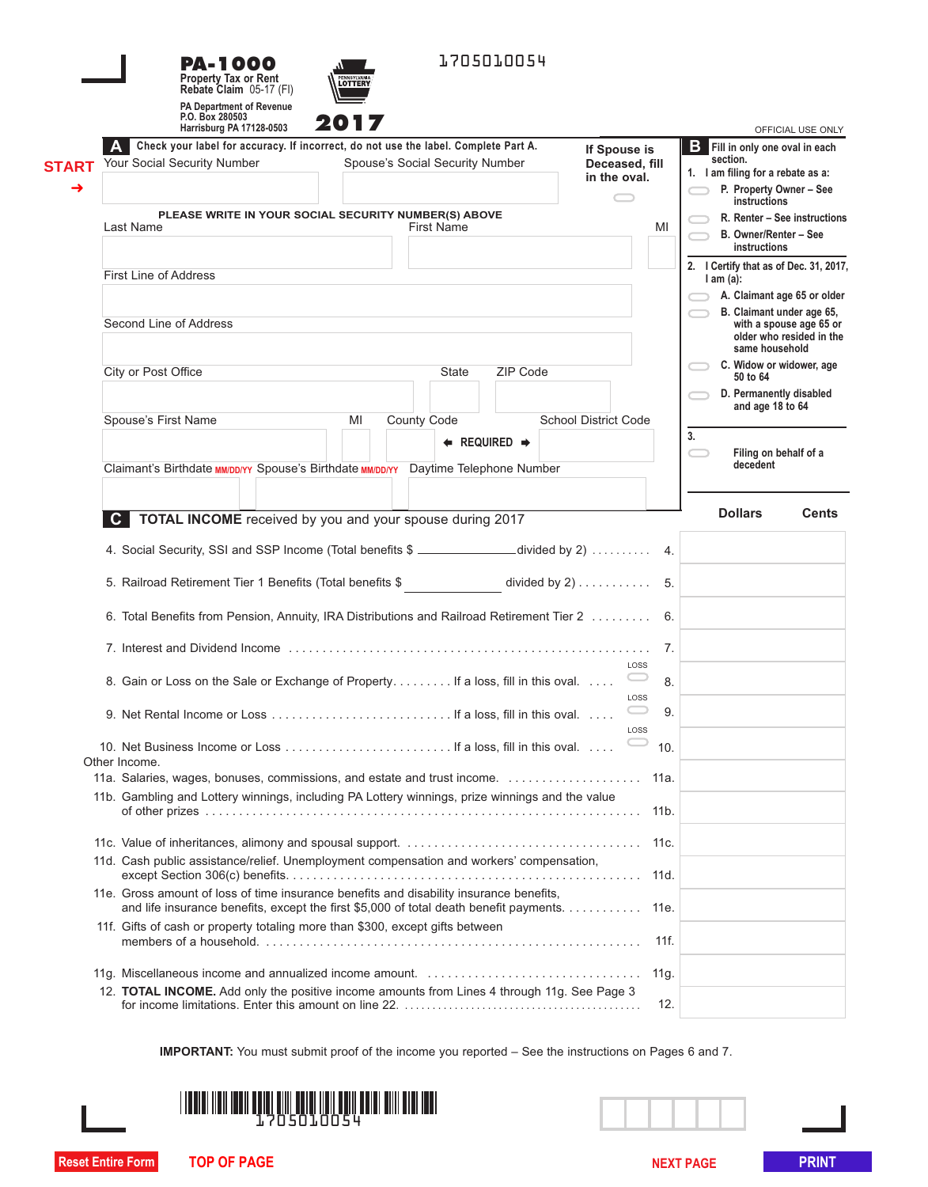# PA-1000

**Property Tax or Rent Rebate Claim** 05-17 (FI)

PA Department of Revenue
P.O. Box 280503
Harrisburg PA 17128-0503

**2017**

1705010054

OFFICIAL USE ONLY

## A Check your label for accuracy. If incorrect, do not use the label. Complete Part A.

START →

Your Social Security Number | Spouse's Social Security Number

**If Spouse is Deceased, fill in the oval.**

PLEASE WRITE IN YOUR SOCIAL SECURITY NUMBER(S) ABOVE

Last Name | First Name | MI

First Line of Address

Second Line of Address

City or Post Office | State | ZIP Code

Spouse's First Name | MI | County Code | School District Code

← REQUIRED →

Claimant's Birthdate MM/DD/YY | Spouse's Birthdate MM/DD/YY | Daytime Telephone Number

## B Fill in only one oval in each section.

1. I am filing for a rebate as a:
   - P. Property Owner – See instructions
   - R. Renter – See instructions
   - B. Owner/Renter – See instructions

2. I Certify that as of Dec. 31, 2017, I am (a):
   - A. Claimant age 65 or older
   - B. Claimant under age 65, with a spouse age 65 or older who resided in the same household
   - C. Widow or widower, age 50 to 64
   - D. Permanently disabled and age 18 to 64

3. Filing on behalf of a decedent

## C TOTAL INCOME received by you and your spouse during 2017

| Line | Description | Dollars | Cents |
|---|---|---|---|
| 4. | Social Security, SSI and SSP Income (Total benefits $ ______ divided by 2) | | |
| 5. | Railroad Retirement Tier 1 Benefits (Total benefits $ ______ divided by 2) | | |
| 6. | Total Benefits from Pension, Annuity, IRA Distributions and Railroad Retirement Tier 2 | | |
| 7. | Interest and Dividend Income | | |
| 8. | Gain or Loss on the Sale or Exchange of Property. If a loss, fill in this oval. (LOSS) | | |
| 9. | Net Rental Income or Loss. If a loss, fill in this oval. (LOSS) | | |
| 10. | Net Business Income or Loss. If a loss, fill in this oval. (LOSS) | | |
| | Other Income. | | |
| 11a. | Salaries, wages, bonuses, commissions, and estate and trust income. | | |
| 11b. | Gambling and Lottery winnings, including PA Lottery winnings, prize winnings and the value of other prizes | | |
| 11c. | Value of inheritances, alimony and spousal support. | | |
| 11d. | Cash public assistance/relief. Unemployment compensation and workers' compensation, except Section 306(c) benefits. | | |
| 11e. | Gross amount of loss of time insurance benefits and disability insurance benefits, and life insurance benefits, except the first $5,000 of total death benefit payments. | | |
| 11f. | Gifts of cash or property totaling more than $300, except gifts between members of a household. | | |
| 11g. | Miscellaneous income and annualized income amount. | | |
| 12. | **TOTAL INCOME.** Add only the positive income amounts from Lines 4 through 11g. See Page 3 for income limitations. Enter this amount on line 22. | | |

**IMPORTANT:** You must submit proof of the income you reported – See the instructions on Pages 6 and 7.

1705010054

Reset Entire Form | TOP OF PAGE | NEXT PAGE | PRINT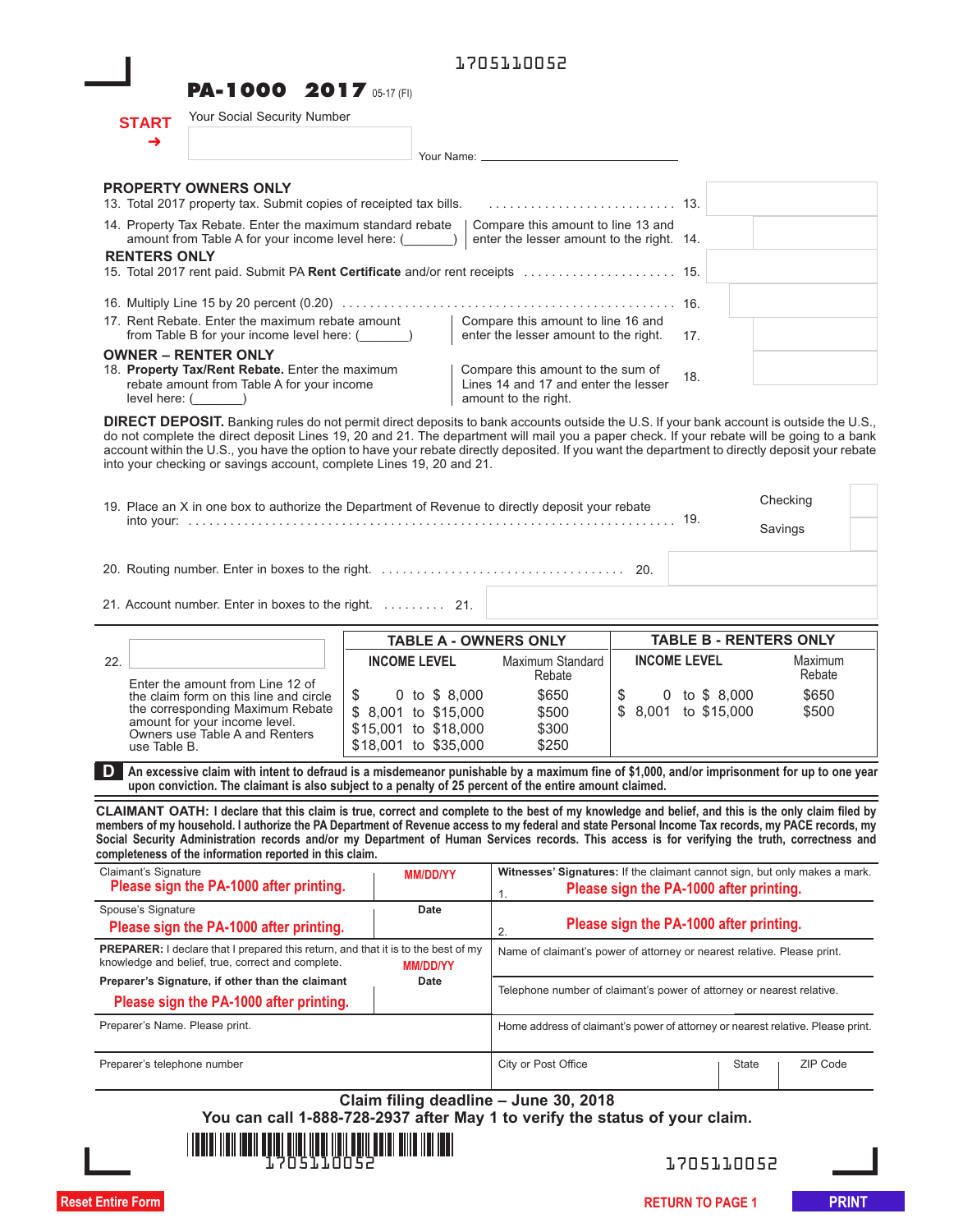1705110052

# PA-1000 2017 05-17 (FI)

START →

Your Social Security Number

Your Name: ____________________

## PROPERTY OWNERS ONLY

13. Total 2017 property tax. Submit copies of receipted tax bills. . . . . . . . . . . . . . . . . . . . . . . . . . . . 13.

14. Property Tax Rebate. Enter the maximum standard rebate amount from Table A for your income level here: (_______) | Compare this amount to line 13 and enter the lesser amount to the right. 14.

## RENTERS ONLY

15. Total 2017 rent paid. Submit PA **Rent Certificate** and/or rent receipts . . . . . . . . . . . . . . . . . . . . . . 15.

16. Multiply Line 15 by 20 percent (0.20) . . . . . . . . . . . . . . . . . . . . . . . . . . . . . . . . . . . . . . . . . . . . . . . . 16.

17. Rent Rebate. Enter the maximum rebate amount from Table B for your income level here: (_______) | Compare this amount to line 16 and enter the lesser amount to the right. 17.

## OWNER – RENTER ONLY

18. **Property Tax/Rent Rebate.** Enter the maximum rebate amount from Table A for your income level here: (_______) | Compare this amount to the sum of Lines 14 and 17 and enter the lesser amount to the right. 18.

**DIRECT DEPOSIT.** Banking rules do not permit direct deposits to bank accounts outside the U.S. If your bank account is outside the U.S., do not complete the direct deposit Lines 19, 20 and 21. The department will mail you a paper check. If your rebate will be going to a bank account within the U.S., you have the option to have your rebate directly deposited. If you want the department to directly deposit your rebate into your checking or savings account, complete Lines 19, 20 and 21.

19. Place an X in one box to authorize the Department of Revenue to directly deposit your rebate into your: . . . . . . . . . . . . . . . . . . . . . . . . . . . . . . . . . . . . . . . . . . . . . . . . . . . . . . . . . . . . 19. Checking / Savings

20. Routing number. Enter in boxes to the right. . . . . . . . . . . . . . . . . . . . . . . . . . . . . . . . . . . . 20.

21. Account number. Enter in boxes to the right. . . . . . . . . . 21.

22. Enter the amount from Line 12 of the claim form on this line and circle the corresponding Maximum Rebate amount for your income level. Owners use Table A and Renters use Table B.

| TABLE A - OWNERS ONLY | | TABLE B - RENTERS ONLY | |
|---|---|---|---|
| **INCOME LEVEL** | Maximum Standard Rebate | **INCOME LEVEL** | Maximum Rebate |
| $ 0 to $ 8,000 | $650 | $ 0 to $ 8,000 | $650 |
| $ 8,001 to $15,000 | $500 | $ 8,001 to $15,000 | $500 |
| $15,001 to $18,000 | $300 | | |
| $18,001 to $35,000 | $250 | | |

**D** **An excessive claim with intent to defraud is a misdemeanor punishable by a maximum fine of $1,000, and/or imprisonment for up to one year upon conviction. The claimant is also subject to a penalty of 25 percent of the entire amount claimed.**

**CLAIMANT OATH: I declare that this claim is true, correct and complete to the best of my knowledge and belief, and this is the only claim filed by members of my household. I authorize the PA Department of Revenue access to my federal and state Personal Income Tax records, my PACE records, my Social Security Administration records and/or my Department of Human Services records. This access is for verifying the truth, correctness and completeness of the information reported in this claim.**

| | | |
|---|---|---|
| Claimant's Signature: Please sign the PA-1000 after printing. | MM/DD/YY | **Witnesses' Signatures:** If the claimant cannot sign, but only makes a mark. 1. Please sign the PA-1000 after printing. |
| Spouse's Signature: Please sign the PA-1000 after printing. | Date | 2. Please sign the PA-1000 after printing. |
| **PREPARER:** I declare that I prepared this return, and that it is to the best of my knowledge and belief, true, correct and complete. **Preparer's Signature, if other than the claimant:** Please sign the PA-1000 after printing. | MM/DD/YY Date | Name of claimant's power of attorney or nearest relative. Please print. / Telephone number of claimant's power of attorney or nearest relative. |
| Preparer's Name. Please print. | | Home address of claimant's power of attorney or nearest relative. Please print. |
| Preparer's telephone number | | City or Post Office / State / ZIP Code |

**Claim filing deadline – June 30, 2018**

**You can call 1-888-728-2937 after May 1 to verify the status of your claim.**

1705110052

1705110052

Reset Entire Form RETURN TO PAGE 1 PRINT